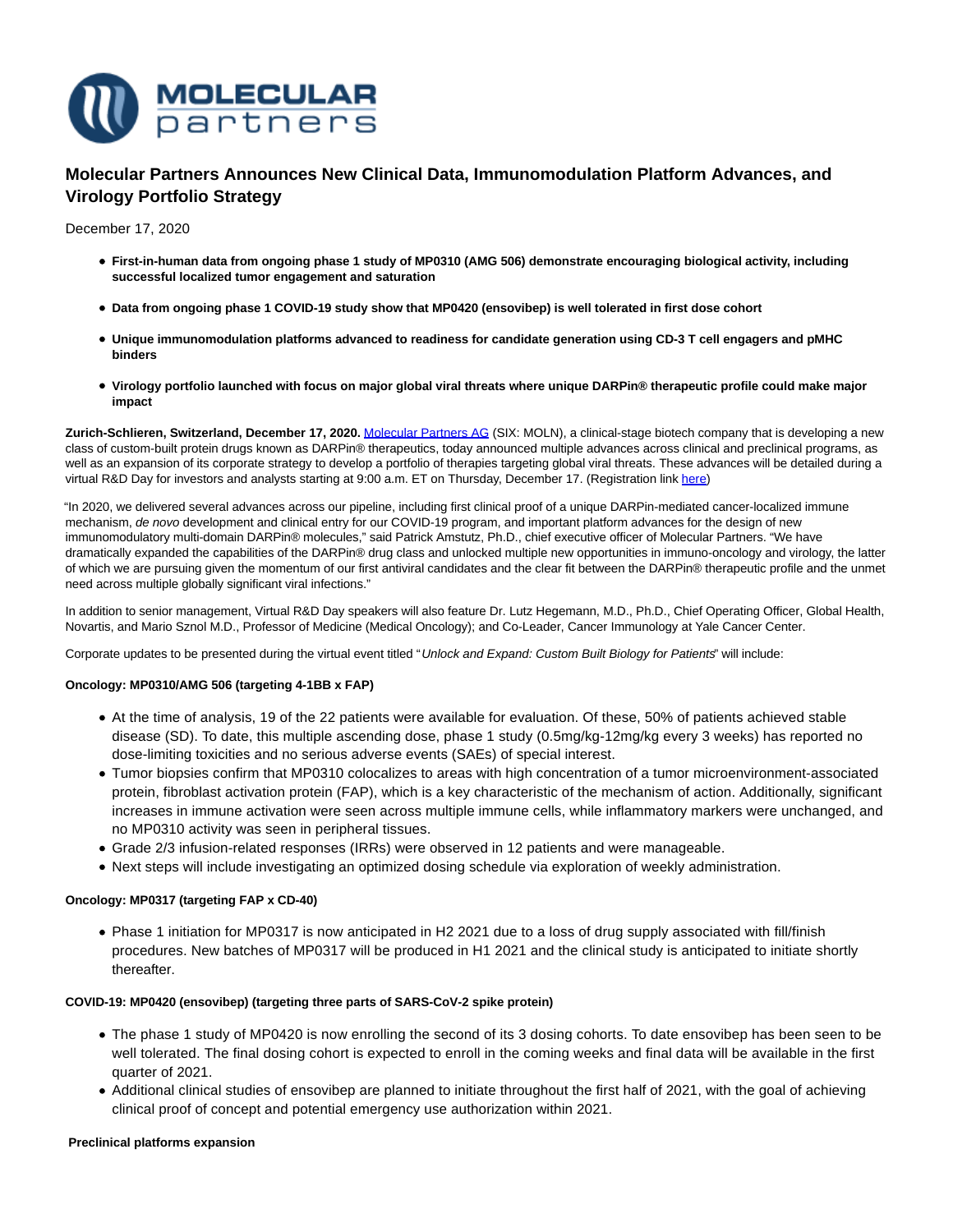# Molecular Partners Announces New Clinical Data, Immunomodulation Platform Advances, and Virology Portfolio Strategy

December 17, 2020

- **First-in-human data from ongoing phase 1 study of MP0310 (AMG 506) demonstrate encouraging biological activity, including successful localized tumor engagement and saturation**
- **Data from ongoing phase 1 COVID-19 study show that MP0420 (ensovibep) is well tolerated in first dose cohort**
- **Unique immunomodulation platforms advanced to readiness for candidate generation using CD-3 T cell engagers and pMHC binders**
- **Virology portfolio launched with focus on major global viral threats where unique DARPin® therapeutic profile could make major impact**

**Zurich-Schlieren, Switzerland, December 17, 2020.** Molecular Partners AG (SIX: MOLN), a clinical-stage biotech company that is developing a new class of custom-built protein drugs known as DARPin® therapeutics, today announced multiple advances across clinical and preclinical programs, as well as an expansion of its corporate strategy to develop a portfolio of therapies targeting global viral threats. These advances will be detailed during a virtual R&D Day for investors and analysts starting at 9:00 a.m. ET on Thursday, December 17. (Registration link here)

"In 2020, we delivered several advances across our pipeline, including first clinical proof of a unique DARPin-mediated cancer-localized immune mechanism, *de novo* development and clinical entry for our COVID-19 program, and important platform advances for the design of new immunomodulatory multi-domain DARPin® molecules," said Patrick Amstutz, Ph.D., chief executive officer of Molecular Partners. "We have dramatically expanded the capabilities of the DARPin® drug class and unlocked multiple new opportunities in immuno-oncology and virology, the latter of which we are pursuing given the momentum of our first antiviral candidates and the clear fit between the DARPin® therapeutic profile and the unmet need across multiple globally significant viral infections."

In addition to senior management, Virtual R&D Day speakers will also feature Dr. Lutz Hegemann, M.D., Ph.D., Chief Operating Officer, Global Health, Novartis, and Mario Sznol M.D., Professor of Medicine (Medical Oncology); and Co-Leader, Cancer Immunology at Yale Cancer Center.

Corporate updates to be presented during the virtual event titled "*Unlock and Expand: Custom Built Biology for Patients*" will include:

**Oncology: MP0310/AMG 506 (targeting 4-1BB x FAP)**

- At the time of analysis, 19 of the 22 patients were available for evaluation. Of these, 50% of patients achieved stable disease (SD). To date, this multiple ascending dose, phase 1 study (0.5mg/kg-12mg/kg every 3 weeks) has reported no dose-limiting toxicities and no serious adverse events (SAEs) of special interest.
- Tumor biopsies confirm that MP0310 colocalizes to areas with high concentration of a tumor microenvironment-associated protein, fibroblast activation protein (FAP), which is a key characteristic of the mechanism of action. Additionally, significant increases in immune activation were seen across multiple immune cells, while inflammatory markers were unchanged, and no MP0310 activity was seen in peripheral tissues.
- Grade 2/3 infusion-related responses (IRRs) were observed in 12 patients and were manageable.
- Next steps will include investigating an optimized dosing schedule via exploration of weekly administration.

**Oncology: MP0317 (targeting FAP x CD-40)**

- Phase 1 initiation for MP0317 is now anticipated in H2 2021 due to a loss of drug supply associated with fill/finish procedures. New batches of MP0317 will be produced in H1 2021 and the clinical study is anticipated to initiate shortly thereafter.

**COVID-19: MP0420 (ensovibep) (targeting three parts of SARS-CoV-2 spike protein)**

- The phase 1 study of MP0420 is now enrolling the second of its 3 dosing cohorts. To date ensovibep has been seen to be well tolerated. The final dosing cohort is expected to enroll in the coming weeks and final data will be available in the first quarter of 2021.
- Additional clinical studies of ensovibep are planned to initiate throughout the first half of 2021, with the goal of achieving clinical proof of concept and potential emergency use authorization within 2021.

**Preclinical platforms expansion**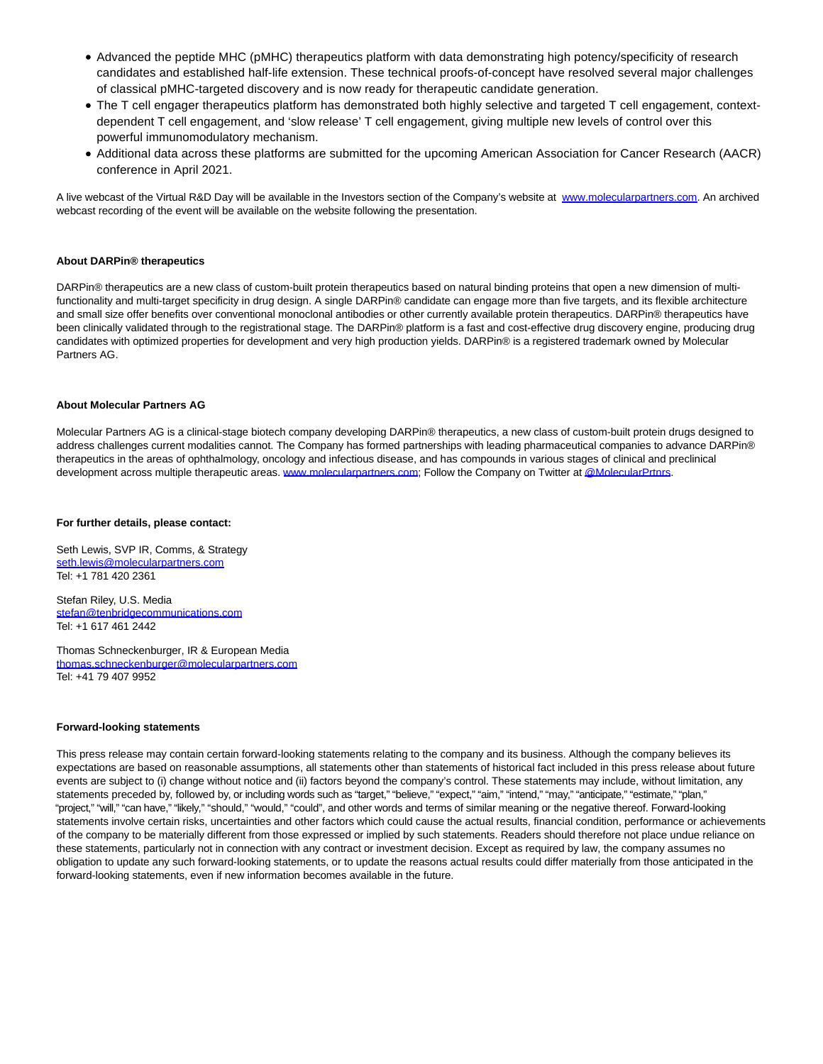- Advanced the peptide MHC (pMHC) therapeutics platform with data demonstrating high potency/specificity of research candidates and established half-life extension. These technical proofs-of-concept have resolved several major challenges of classical pMHC-targeted discovery and is now ready for therapeutic candidate generation.
- The T cell engager therapeutics platform has demonstrated both highly selective and targeted T cell engagement, context-dependent T cell engagement, and 'slow release' T cell engagement, giving multiple new levels of control over this powerful immunomodulatory mechanism.
- Additional data across these platforms are submitted for the upcoming American Association for Cancer Research (AACR) conference in April 2021.

A live webcast of the Virtual R&D Day will be available in the Investors section of the Company's website at www.molecularpartners.com. An archived webcast recording of the event will be available on the website following the presentation.

**About DARPin® therapeutics**

DARPin® therapeutics are a new class of custom-built protein therapeutics based on natural binding proteins that open a new dimension of multi-functionality and multi-target specificity in drug design. A single DARPin® candidate can engage more than five targets, and its flexible architecture and small size offer benefits over conventional monoclonal antibodies or other currently available protein therapeutics. DARPin® therapeutics have been clinically validated through to the registrational stage. The DARPin® platform is a fast and cost-effective drug discovery engine, producing drug candidates with optimized properties for development and very high production yields. DARPin® is a registered trademark owned by Molecular Partners AG.

**About Molecular Partners AG**

Molecular Partners AG is a clinical-stage biotech company developing DARPin® therapeutics, a new class of custom-built protein drugs designed to address challenges current modalities cannot. The Company has formed partnerships with leading pharmaceutical companies to advance DARPin® therapeutics in the areas of ophthalmology, oncology and infectious disease, and has compounds in various stages of clinical and preclinical development across multiple therapeutic areas. www.molecularpartners.com; Follow the Company on Twitter at @MolecularPrtnrs.

**For further details, please contact:**

Seth Lewis, SVP IR, Comms, & Strategy
seth.lewis@molecularpartners.com
Tel: +1 781 420 2361

Stefan Riley, U.S. Media
stefan@tenbridgecommunications.com
Tel: +1 617 461 2442

Thomas Schneckenburger, IR & European Media
thomas.schneckenburger@molecularpartners.com
Tel: +41 79 407 9952

**Forward-looking statements**

This press release may contain certain forward-looking statements relating to the company and its business. Although the company believes its expectations are based on reasonable assumptions, all statements other than statements of historical fact included in this press release about future events are subject to (i) change without notice and (ii) factors beyond the company's control. These statements may include, without limitation, any statements preceded by, followed by, or including words such as "target," "believe," "expect," "aim," "intend," "may," "anticipate," "estimate," "plan," "project," "will," "can have," "likely," "should," "would," "could", and other words and terms of similar meaning or the negative thereof. Forward-looking statements involve certain risks, uncertainties and other factors which could cause the actual results, financial condition, performance or achievements of the company to be materially different from those expressed or implied by such statements. Readers should therefore not place undue reliance on these statements, particularly not in connection with any contract or investment decision. Except as required by law, the company assumes no obligation to update any such forward-looking statements, or to update the reasons actual results could differ materially from those anticipated in the forward-looking statements, even if new information becomes available in the future.